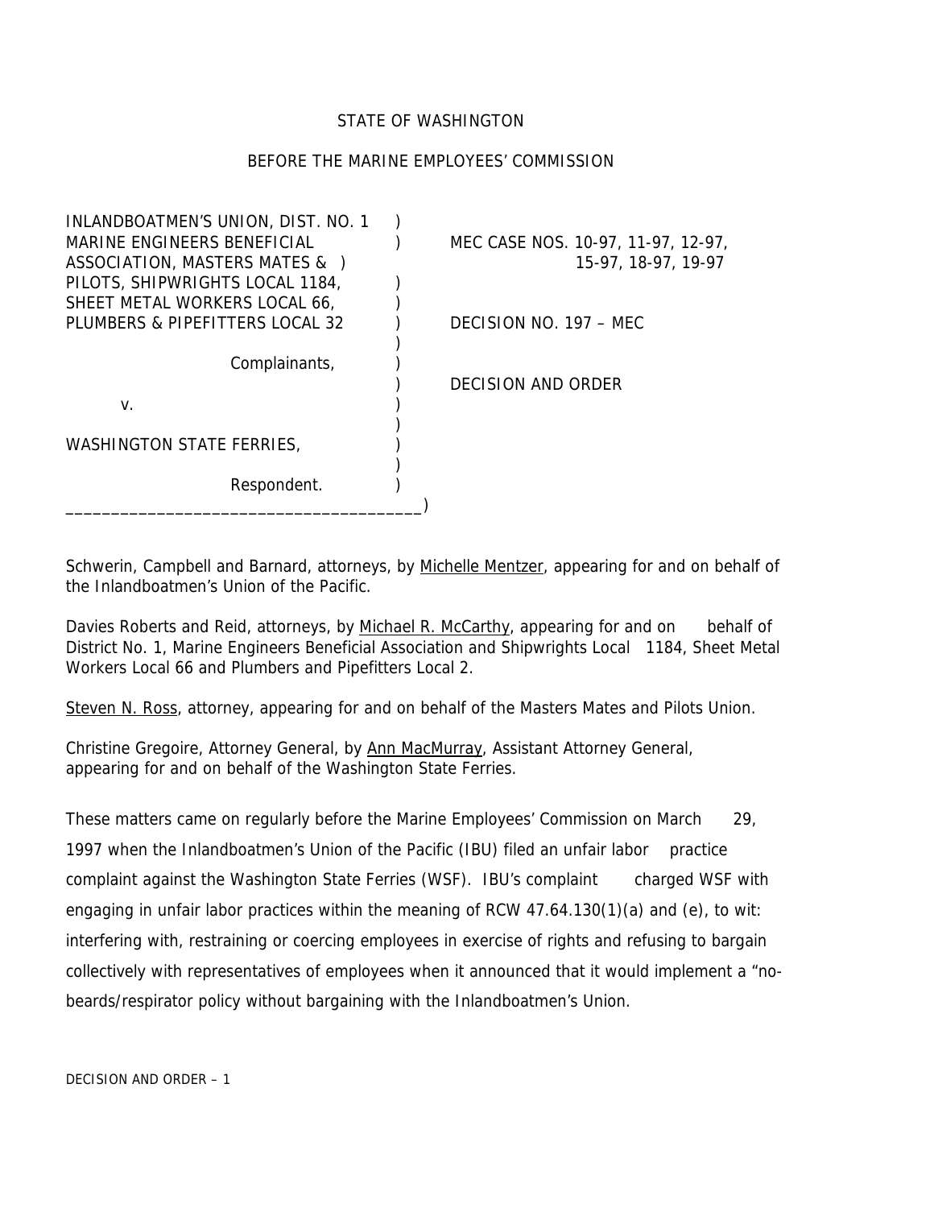STATE OF WASHINGTON

BEFORE THE MARINE EMPLOYEES' COMMISSION

| | | |
|---|---|---|
| INLANDBOATMEN'S UNION, DIST. NO. 1 MARINE ENGINEERS BENEFICIAL ASSOCIATION, MASTERS MATES & PILOTS, SHIPWRIGHTS LOCAL 1184, SHEET METAL WORKERS LOCAL 66, PLUMBERS & PIPEFITTERS LOCAL 32 | ) | MEC CASE NOS. 10-97, 11-97, 12-97, 15-97, 18-97, 19-97 |
| | ) | DECISION NO. 197 – MEC |
| Complainants, | ) | DECISION AND ORDER |
| v. | ) | |
| WASHINGTON STATE FERRIES, | ) | |
| Respondent. | ) | |

Schwerin, Campbell and Barnard, attorneys, by Michelle Mentzer, appearing for and on behalf of the Inlandboatmen's Union of the Pacific.

Davies Roberts and Reid, attorneys, by Michael R. McCarthy, appearing for and on behalf of District No. 1, Marine Engineers Beneficial Association and Shipwrights Local 1184, Sheet Metal Workers Local 66 and Plumbers and Pipefitters Local 2.

Steven N. Ross, attorney, appearing for and on behalf of the Masters Mates and Pilots Union.

Christine Gregoire, Attorney General, by Ann MacMurray, Assistant Attorney General, appearing for and on behalf of the Washington State Ferries.

These matters came on regularly before the Marine Employees' Commission on March 29, 1997 when the Inlandboatmen's Union of the Pacific (IBU) filed an unfair labor practice complaint against the Washington State Ferries (WSF). IBU's complaint charged WSF with engaging in unfair labor practices within the meaning of RCW 47.64.130(1)(a) and (e), to wit: interfering with, restraining or coercing employees in exercise of rights and refusing to bargain collectively with representatives of employees when it announced that it would implement a "no-beards/respirator policy without bargaining with the Inlandboatmen's Union.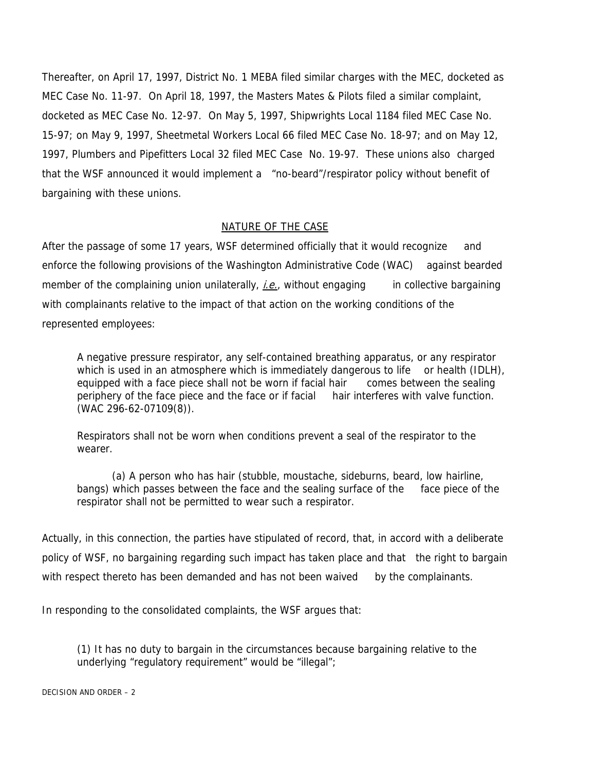Thereafter, on April 17, 1997, District No. 1 MEBA filed similar charges with the MEC, docketed as MEC Case No. 11-97. On April 18, 1997, the Masters Mates & Pilots filed a similar complaint, docketed as MEC Case No. 12-97. On May 5, 1997, Shipwrights Local 1184 filed MEC Case No. 15-97; on May 9, 1997, Sheetmetal Workers Local 66 filed MEC Case No. 18-97; and on May 12, 1997, Plumbers and Pipefitters Local 32 filed MEC Case No. 19-97. These unions also charged that the WSF announced it would implement a "no-beard"/respirator policy without benefit of bargaining with these unions.

## NATURE OF THE CASE

After the passage of some 17 years, WSF determined officially that it would recognize and enforce the following provisions of the Washington Administrative Code (WAC) against bearded member of the complaining union unilaterally, *i.e.*, without engaging in collective bargaining with complainants relative to the impact of that action on the working conditions of the represented employees:

> A negative pressure respirator, any self-contained breathing apparatus, or any respirator which is used in an atmosphere which is immediately dangerous to life or health (IDLH), equipped with a face piece shall not be worn if facial hair comes between the sealing periphery of the face piece and the face or if facial hair interferes with valve function. (WAC 296-62-07109(8)).
>
> Respirators shall not be worn when conditions prevent a seal of the respirator to the wearer.
>
> (a) A person who has hair (stubble, moustache, sideburns, beard, low hairline, bangs) which passes between the face and the sealing surface of the face piece of the respirator shall not be permitted to wear such a respirator.

Actually, in this connection, the parties have stipulated of record, that, in accord with a deliberate policy of WSF, no bargaining regarding such impact has taken place and that the right to bargain with respect thereto has been demanded and has not been waived by the complainants.

In responding to the consolidated complaints, the WSF argues that:

> (1) It has no duty to bargain in the circumstances because bargaining relative to the underlying "regulatory requirement" would be "illegal";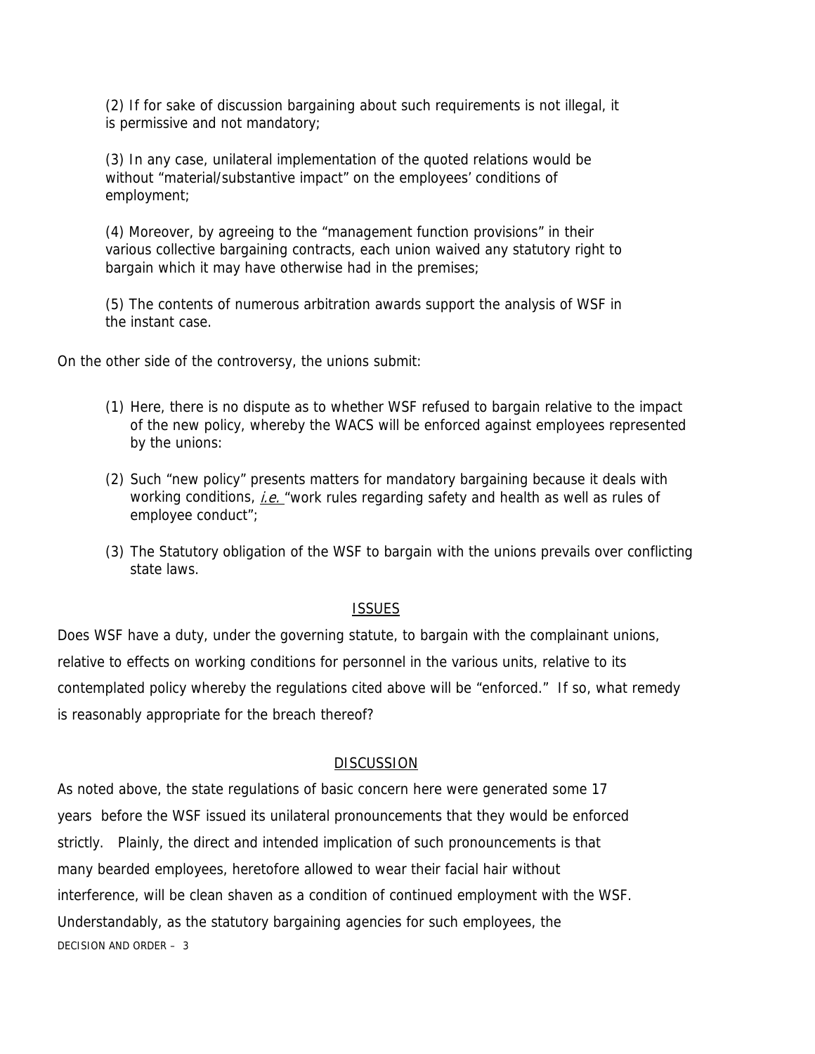(2) If for sake of discussion bargaining about such requirements is not illegal, it is permissive and not mandatory;

(3) In any case, unilateral implementation of the quoted relations would be without "material/substantive impact" on the employees' conditions of employment;

(4) Moreover, by agreeing to the "management function provisions" in their various collective bargaining contracts, each union waived any statutory right to bargain which it may have otherwise had in the premises;

(5) The contents of numerous arbitration awards support the analysis of WSF in the instant case.

On the other side of the controversy, the unions submit:

(1) Here, there is no dispute as to whether WSF refused to bargain relative to the impact of the new policy, whereby the WACS will be enforced against employees represented by the unions:

(2) Such "new policy" presents matters for mandatory bargaining because it deals with working conditions, *i.e.* "work rules regarding safety and health as well as rules of employee conduct";

(3) The Statutory obligation of the WSF to bargain with the unions prevails over conflicting state laws.

## ISSUES

Does WSF have a duty, under the governing statute, to bargain with the complainant unions, relative to effects on working conditions for personnel in the various units, relative to its contemplated policy whereby the regulations cited above will be "enforced." If so, what remedy is reasonably appropriate for the breach thereof?

## DISCUSSION

As noted above, the state regulations of basic concern here were generated some 17 years before the WSF issued its unilateral pronouncements that they would be enforced strictly. Plainly, the direct and intended implication of such pronouncements is that many bearded employees, heretofore allowed to wear their facial hair without interference, will be clean shaven as a condition of continued employment with the WSF. Understandably, as the statutory bargaining agencies for such employees, the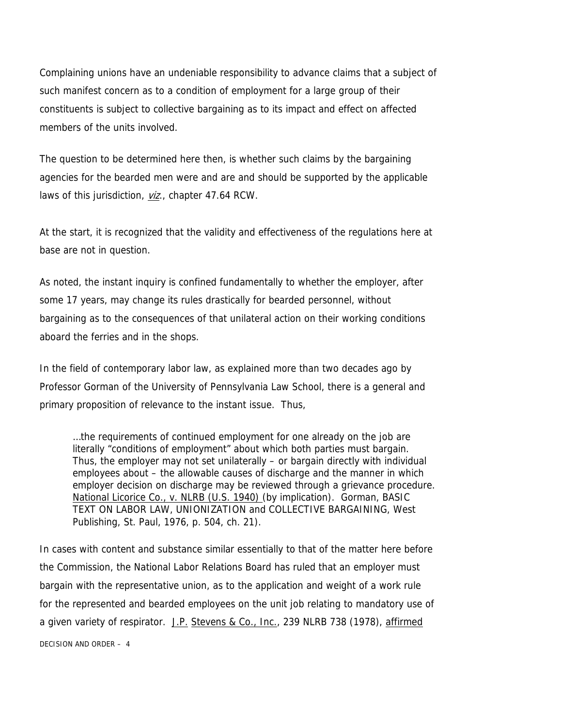Complaining unions have an undeniable responsibility to advance claims that a subject of such manifest concern as to a condition of employment for a large group of their constituents is subject to collective bargaining as to its impact and effect on affected members of the units involved.

The question to be determined here then, is whether such claims by the bargaining agencies for the bearded men were and are and should be supported by the applicable laws of this jurisdiction, *viz*., chapter 47.64 RCW.

At the start, it is recognized that the validity and effectiveness of the regulations here at base are not in question.

As noted, the instant inquiry is confined fundamentally to whether the employer, after some 17 years, may change its rules drastically for bearded personnel, without bargaining as to the consequences of that unilateral action on their working conditions aboard the ferries and in the shops.

In the field of contemporary labor law, as explained more than two decades ago by Professor Gorman of the University of Pennsylvania Law School, there is a general and primary proposition of relevance to the instant issue. Thus,

> …the requirements of continued employment for one already on the job are literally "conditions of employment" about which both parties must bargain. Thus, the employer may not set unilaterally – or bargain directly with individual employees about – the allowable causes of discharge and the manner in which employer decision on discharge may be reviewed through a grievance procedure. National Licorice Co., v. NLRB (U.S. 1940) (by implication). Gorman, BASIC TEXT ON LABOR LAW, UNIONIZATION and COLLECTIVE BARGAINING, West Publishing, St. Paul, 1976, p. 504, ch. 21).

In cases with content and substance similar essentially to that of the matter here before the Commission, the National Labor Relations Board has ruled that an employer must bargain with the representative union, as to the application and weight of a work rule for the represented and bearded employees on the unit job relating to mandatory use of a given variety of respirator. J.P. Stevens & Co., Inc., 239 NLRB 738 (1978), affirmed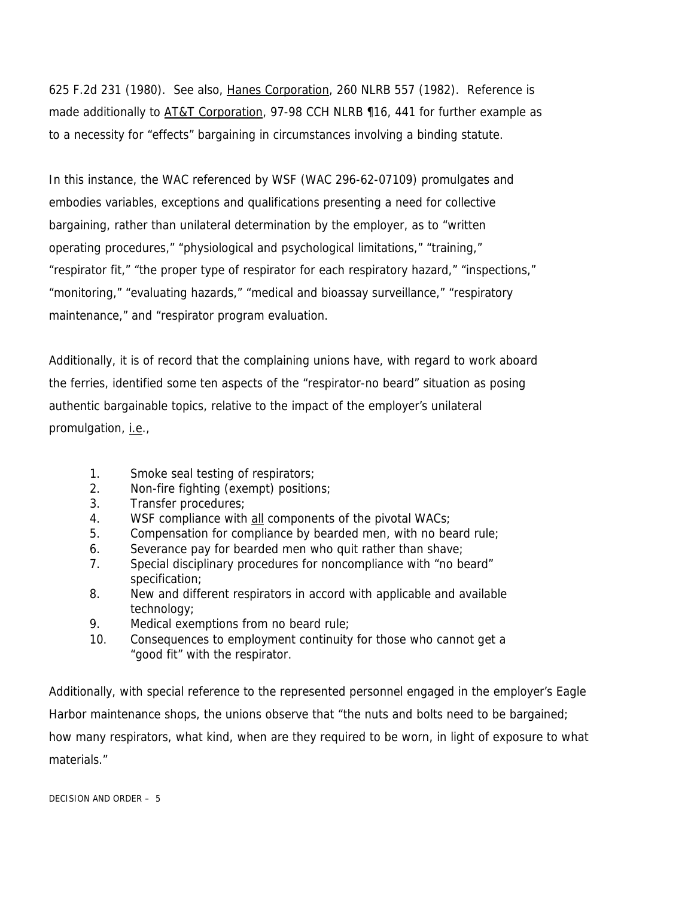625 F.2d 231 (1980). See also, <u>Hanes Corporation</u>, 260 NLRB 557 (1982). Reference is made additionally to <u>AT&T Corporation</u>, 97-98 CCH NLRB ¶16, 441 for further example as to a necessity for "effects" bargaining in circumstances involving a binding statute.

In this instance, the WAC referenced by WSF (WAC 296-62-07109) promulgates and embodies variables, exceptions and qualifications presenting a need for collective bargaining, rather than unilateral determination by the employer, as to "written operating procedures," "physiological and psychological limitations," "training," "respirator fit," "the proper type of respirator for each respiratory hazard," "inspections," "monitoring," "evaluating hazards," "medical and bioassay surveillance," "respiratory maintenance," and "respirator program evaluation.

Additionally, it is of record that the complaining unions have, with regard to work aboard the ferries, identified some ten aspects of the "respirator-no beard" situation as posing authentic bargainable topics, relative to the impact of the employer's unilateral promulgation, <u>i.e</u>.,

1. Smoke seal testing of respirators;
2. Non-fire fighting (exempt) positions;
3. Transfer procedures;
4. WSF compliance with <u>all</u> components of the pivotal WACs;
5. Compensation for compliance by bearded men, with no beard rule;
6. Severance pay for bearded men who quit rather than shave;
7. Special disciplinary procedures for noncompliance with "no beard" specification;
8. New and different respirators in accord with applicable and available technology;
9. Medical exemptions from no beard rule;
10. Consequences to employment continuity for those who cannot get a "good fit" with the respirator.

Additionally, with special reference to the represented personnel engaged in the employer's Eagle Harbor maintenance shops, the unions observe that "the nuts and bolts need to be bargained; how many respirators, what kind, when are they required to be worn, in light of exposure to what materials."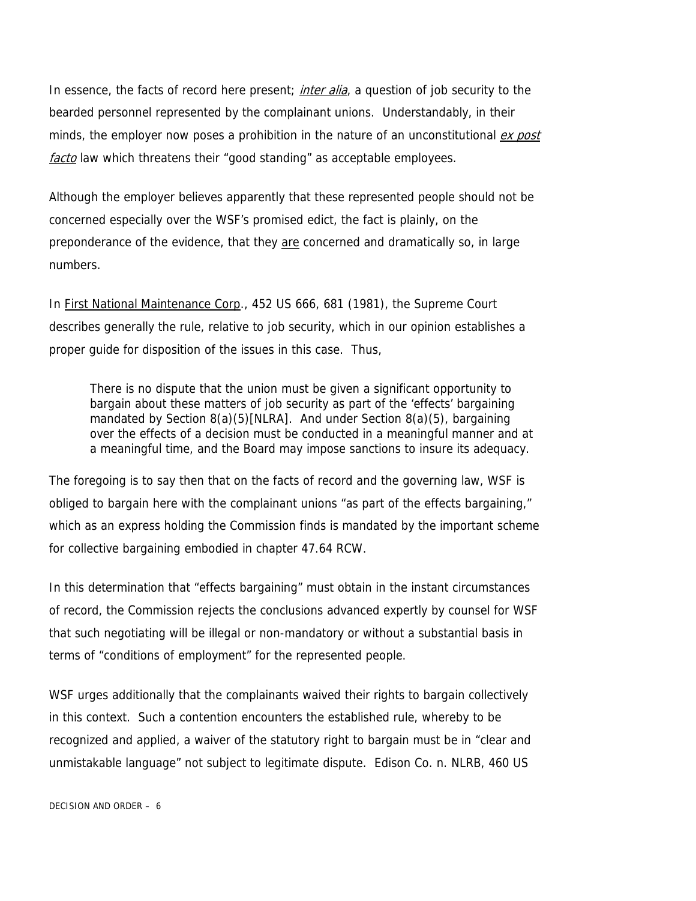In essence, the facts of record here present; *inter alia*, a question of job security to the bearded personnel represented by the complainant unions. Understandably, in their minds, the employer now poses a prohibition in the nature of an unconstitutional *ex post facto* law which threatens their "good standing" as acceptable employees.

Although the employer believes apparently that these represented people should not be concerned especially over the WSF's promised edict, the fact is plainly, on the preponderance of the evidence, that they are concerned and dramatically so, in large numbers.

In First National Maintenance Corp., 452 US 666, 681 (1981), the Supreme Court describes generally the rule, relative to job security, which in our opinion establishes a proper guide for disposition of the issues in this case. Thus,

> There is no dispute that the union must be given a significant opportunity to bargain about these matters of job security as part of the 'effects' bargaining mandated by Section 8(a)(5)[NLRA]. And under Section 8(a)(5), bargaining over the effects of a decision must be conducted in a meaningful manner and at a meaningful time, and the Board may impose sanctions to insure its adequacy.

The foregoing is to say then that on the facts of record and the governing law, WSF is obliged to bargain here with the complainant unions "as part of the effects bargaining," which as an express holding the Commission finds is mandated by the important scheme for collective bargaining embodied in chapter 47.64 RCW.

In this determination that "effects bargaining" must obtain in the instant circumstances of record, the Commission rejects the conclusions advanced expertly by counsel for WSF that such negotiating will be illegal or non-mandatory or without a substantial basis in terms of "conditions of employment" for the represented people.

WSF urges additionally that the complainants waived their rights to bargain collectively in this context. Such a contention encounters the established rule, whereby to be recognized and applied, a waiver of the statutory right to bargain must be in "clear and unmistakable language" not subject to legitimate dispute. Edison Co. n. NLRB, 460 US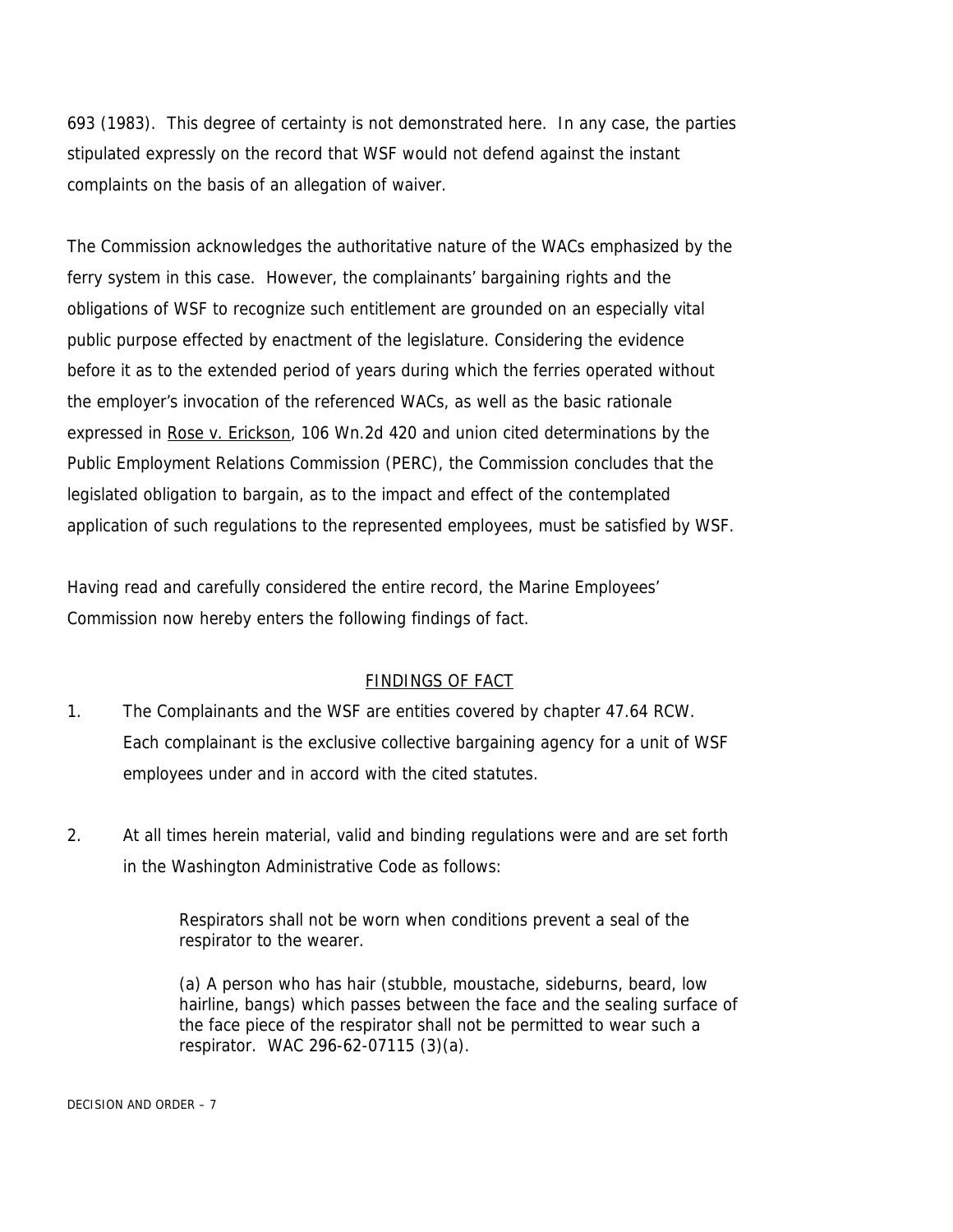693 (1983). This degree of certainty is not demonstrated here. In any case, the parties stipulated expressly on the record that WSF would not defend against the instant complaints on the basis of an allegation of waiver.

The Commission acknowledges the authoritative nature of the WACs emphasized by the ferry system in this case. However, the complainants' bargaining rights and the obligations of WSF to recognize such entitlement are grounded on an especially vital public purpose effected by enactment of the legislature. Considering the evidence before it as to the extended period of years during which the ferries operated without the employer's invocation of the referenced WACs, as well as the basic rationale expressed in Rose v. Erickson, 106 Wn.2d 420 and union cited determinations by the Public Employment Relations Commission (PERC), the Commission concludes that the legislated obligation to bargain, as to the impact and effect of the contemplated application of such regulations to the represented employees, must be satisfied by WSF.

Having read and carefully considered the entire record, the Marine Employees' Commission now hereby enters the following findings of fact.

## FINDINGS OF FACT

1. The Complainants and the WSF are entities covered by chapter 47.64 RCW. Each complainant is the exclusive collective bargaining agency for a unit of WSF employees under and in accord with the cited statutes.

2. At all times herein material, valid and binding regulations were and are set forth in the Washington Administrative Code as follows:

   > Respirators shall not be worn when conditions prevent a seal of the respirator to the wearer.
   >
   > (a) A person who has hair (stubble, moustache, sideburns, beard, low hairline, bangs) which passes between the face and the sealing surface of the face piece of the respirator shall not be permitted to wear such a respirator. WAC 296-62-07115 (3)(a).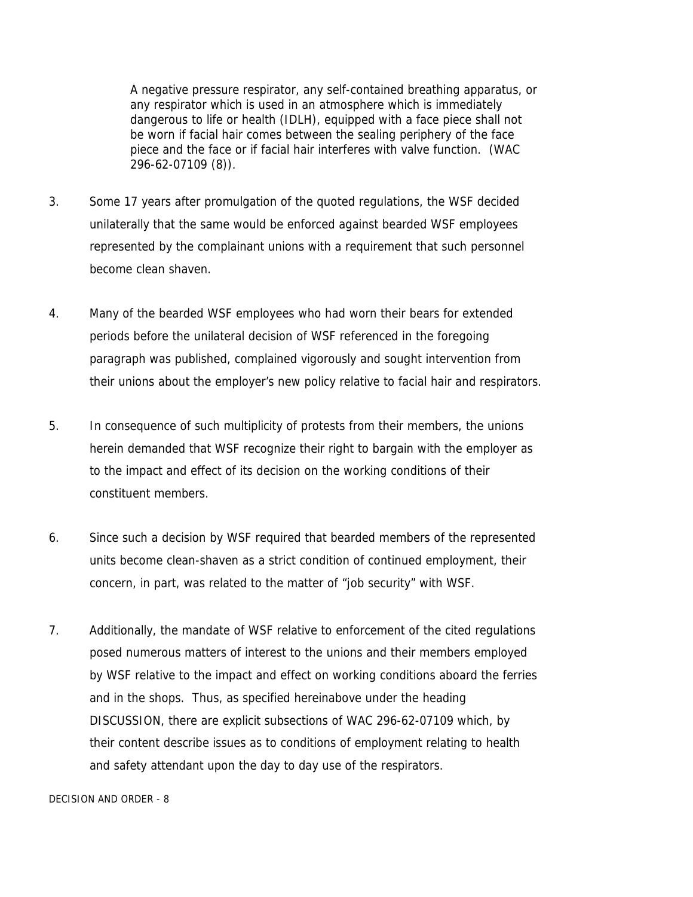> A negative pressure respirator, any self-contained breathing apparatus, or any respirator which is used in an atmosphere which is immediately dangerous to life or health (IDLH), equipped with a face piece shall not be worn if facial hair comes between the sealing periphery of the face piece and the face or if facial hair interferes with valve function. (WAC 296-62-07109 (8)).

3. Some 17 years after promulgation of the quoted regulations, the WSF decided unilaterally that the same would be enforced against bearded WSF employees represented by the complainant unions with a requirement that such personnel become clean shaven.

4. Many of the bearded WSF employees who had worn their bears for extended periods before the unilateral decision of WSF referenced in the foregoing paragraph was published, complained vigorously and sought intervention from their unions about the employer's new policy relative to facial hair and respirators.

5. In consequence of such multiplicity of protests from their members, the unions herein demanded that WSF recognize their right to bargain with the employer as to the impact and effect of its decision on the working conditions of their constituent members.

6. Since such a decision by WSF required that bearded members of the represented units become clean-shaven as a strict condition of continued employment, their concern, in part, was related to the matter of "job security" with WSF.

7. Additionally, the mandate of WSF relative to enforcement of the cited regulations posed numerous matters of interest to the unions and their members employed by WSF relative to the impact and effect on working conditions aboard the ferries and in the shops. Thus, as specified hereinabove under the heading DISCUSSION, there are explicit subsections of WAC 296-62-07109 which, by their content describe issues as to conditions of employment relating to health and safety attendant upon the day to day use of the respirators.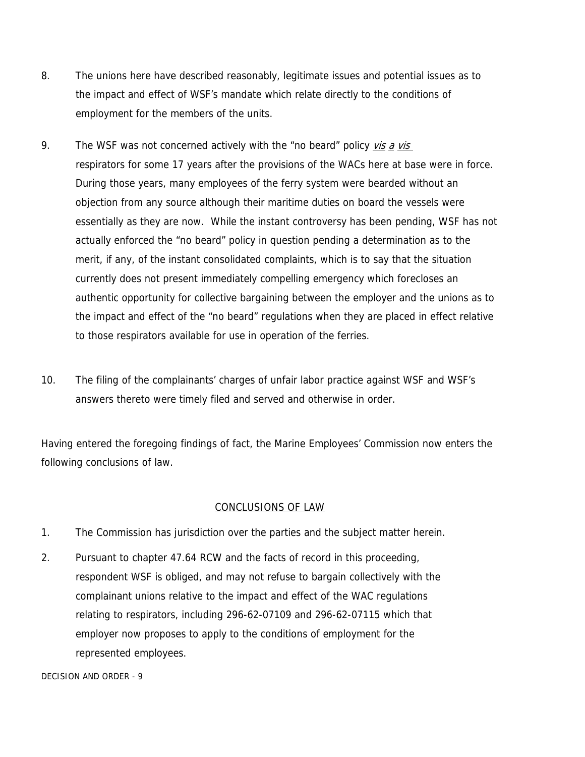8. The unions here have described reasonably, legitimate issues and potential issues as to the impact and effect of WSF's mandate which relate directly to the conditions of employment for the members of the units.

9. The WSF was not concerned actively with the "no beard" policy *vis a vis* respirators for some 17 years after the provisions of the WACs here at base were in force. During those years, many employees of the ferry system were bearded without an objection from any source although their maritime duties on board the vessels were essentially as they are now. While the instant controversy has been pending, WSF has not actually enforced the "no beard" policy in question pending a determination as to the merit, if any, of the instant consolidated complaints, which is to say that the situation currently does not present immediately compelling emergency which forecloses an authentic opportunity for collective bargaining between the employer and the unions as to the impact and effect of the "no beard" regulations when they are placed in effect relative to those respirators available for use in operation of the ferries.

10. The filing of the complainants' charges of unfair labor practice against WSF and WSF's answers thereto were timely filed and served and otherwise in order.

Having entered the foregoing findings of fact, the Marine Employees' Commission now enters the following conclusions of law.

## CONCLUSIONS OF LAW

1. The Commission has jurisdiction over the parties and the subject matter herein.

2. Pursuant to chapter 47.64 RCW and the facts of record in this proceeding, respondent WSF is obliged, and may not refuse to bargain collectively with the complainant unions relative to the impact and effect of the WAC regulations relating to respirators, including 296-62-07109 and 296-62-07115 which that employer now proposes to apply to the conditions of employment for the represented employees.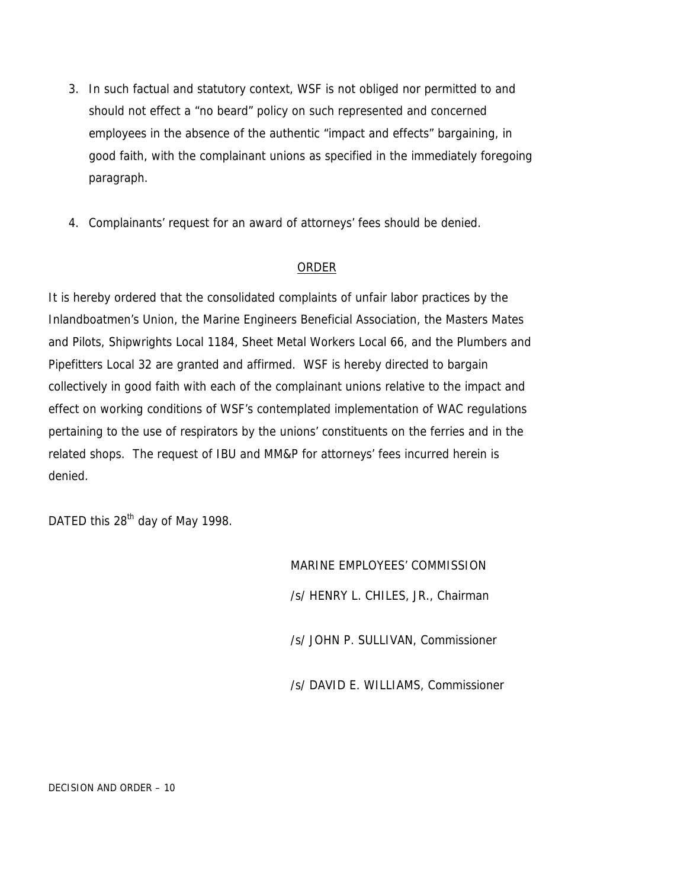3. In such factual and statutory context, WSF is not obliged nor permitted to and should not effect a "no beard" policy on such represented and concerned employees in the absence of the authentic "impact and effects" bargaining, in good faith, with the complainant unions as specified in the immediately foregoing paragraph.

4. Complainants' request for an award of attorneys' fees should be denied.

## ORDER

It is hereby ordered that the consolidated complaints of unfair labor practices by the Inlandboatmen's Union, the Marine Engineers Beneficial Association, the Masters Mates and Pilots, Shipwrights Local 1184, Sheet Metal Workers Local 66, and the Plumbers and Pipefitters Local 32 are granted and affirmed. WSF is hereby directed to bargain collectively in good faith with each of the complainant unions relative to the impact and effect on working conditions of WSF's contemplated implementation of WAC regulations pertaining to the use of respirators by the unions' constituents on the ferries and in the related shops. The request of IBU and MM&P for attorneys' fees incurred herein is denied.

DATED this 28th day of May 1998.

MARINE EMPLOYEES' COMMISSION

/s/ HENRY L. CHILES, JR., Chairman

/s/ JOHN P. SULLIVAN, Commissioner

/s/ DAVID E. WILLIAMS, Commissioner